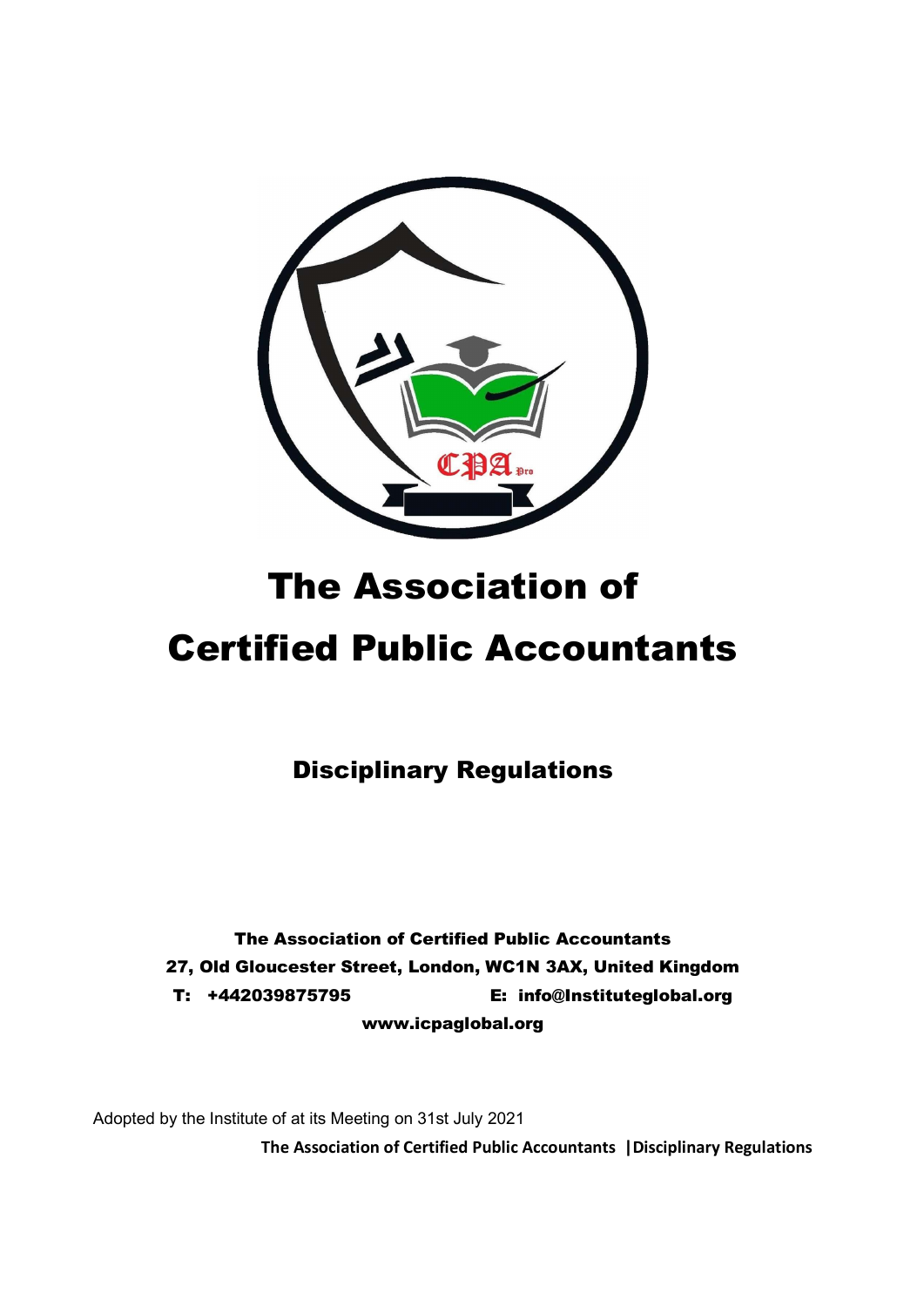# The Association of Certified Public Accountants

## Disciplinary Regulations

**The Association of Certified Public Accountants**
**27, Old Gloucester Street, London, WC1N 3AX, United Kingdom**
**T: +442039875795 E: info@Instituteglobal.org**
**www.icpaglobal.org**

Adopted by the Institute of at its Meeting on 31st July 2021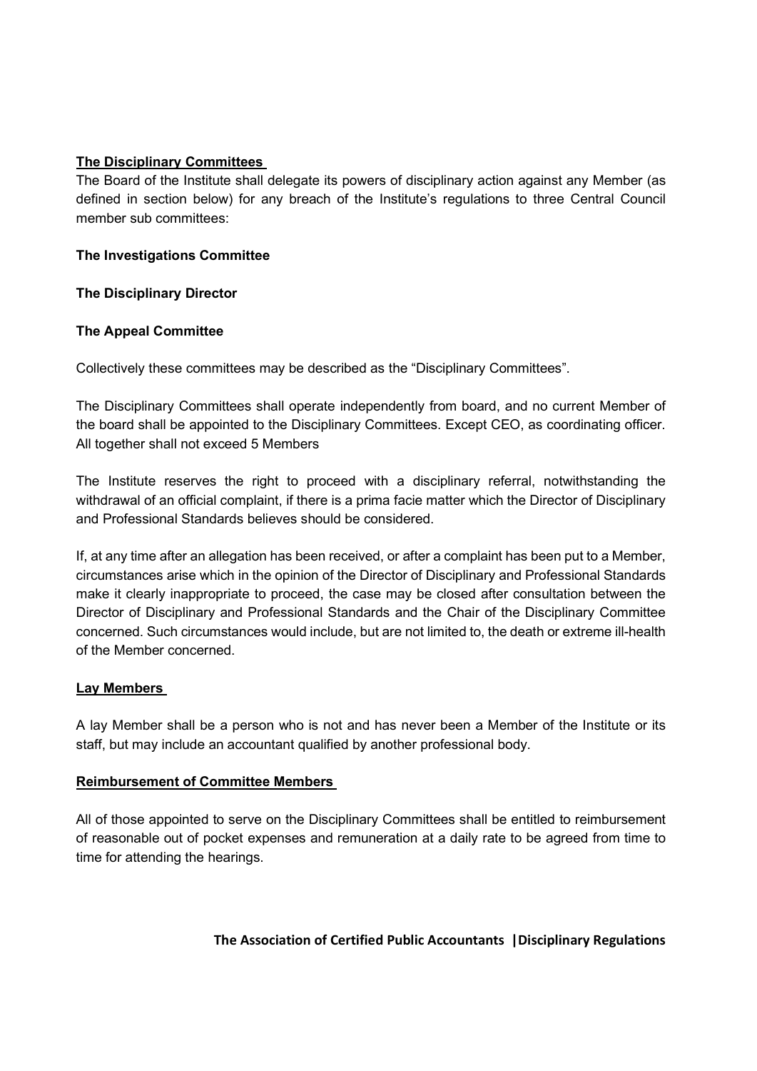**The Disciplinary Committees**

The Board of the Institute shall delegate its powers of disciplinary action against any Member (as defined in section below) for any breach of the Institute's regulations to three Central Council member sub committees:

**The Investigations Committee**

**The Disciplinary Director**

**The Appeal Committee**

Collectively these committees may be described as the "Disciplinary Committees".

The Disciplinary Committees shall operate independently from board, and no current Member of the board shall be appointed to the Disciplinary Committees. Except CEO, as coordinating officer. All together shall not exceed 5 Members

The Institute reserves the right to proceed with a disciplinary referral, notwithstanding the withdrawal of an official complaint, if there is a prima facie matter which the Director of Disciplinary and Professional Standards believes should be considered.

If, at any time after an allegation has been received, or after a complaint has been put to a Member, circumstances arise which in the opinion of the Director of Disciplinary and Professional Standards make it clearly inappropriate to proceed, the case may be closed after consultation between the Director of Disciplinary and Professional Standards and the Chair of the Disciplinary Committee concerned. Such circumstances would include, but are not limited to, the death or extreme ill-health of the Member concerned.

**Lay Members**

A lay Member shall be a person who is not and has never been a Member of the Institute or its staff, but may include an accountant qualified by another professional body.

**Reimbursement of Committee Members**

All of those appointed to serve on the Disciplinary Committees shall be entitled to reimbursement of reasonable out of pocket expenses and remuneration at a daily rate to be agreed from time to time for attending the hearings.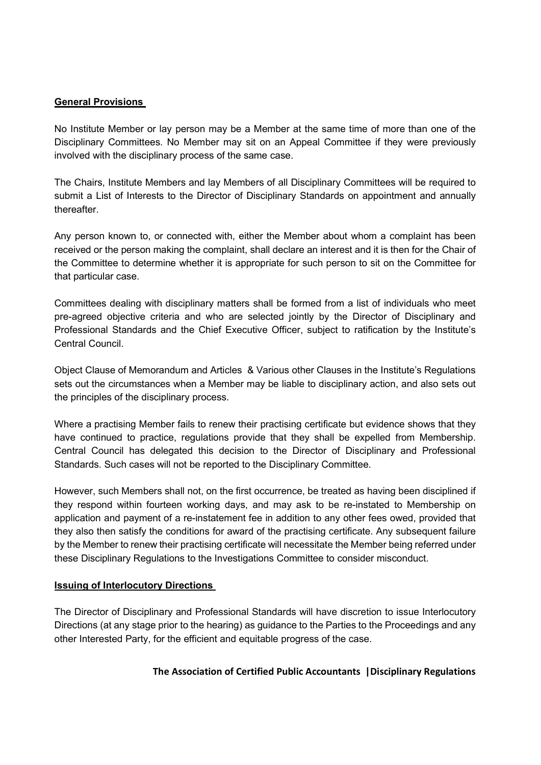**General Provisions**

No Institute Member or lay person may be a Member at the same time of more than one of the Disciplinary Committees. No Member may sit on an Appeal Committee if they were previously involved with the disciplinary process of the same case.

The Chairs, Institute Members and lay Members of all Disciplinary Committees will be required to submit a List of Interests to the Director of Disciplinary Standards on appointment and annually thereafter.

Any person known to, or connected with, either the Member about whom a complaint has been received or the person making the complaint, shall declare an interest and it is then for the Chair of the Committee to determine whether it is appropriate for such person to sit on the Committee for that particular case.

Committees dealing with disciplinary matters shall be formed from a list of individuals who meet pre-agreed objective criteria and who are selected jointly by the Director of Disciplinary and Professional Standards and the Chief Executive Officer, subject to ratification by the Institute's Central Council.

Object Clause of Memorandum and Articles & Various other Clauses in the Institute's Regulations sets out the circumstances when a Member may be liable to disciplinary action, and also sets out the principles of the disciplinary process.

Where a practising Member fails to renew their practising certificate but evidence shows that they have continued to practice, regulations provide that they shall be expelled from Membership. Central Council has delegated this decision to the Director of Disciplinary and Professional Standards. Such cases will not be reported to the Disciplinary Committee.

However, such Members shall not, on the first occurrence, be treated as having been disciplined if they respond within fourteen working days, and may ask to be re-instated to Membership on application and payment of a re-instatement fee in addition to any other fees owed, provided that they also then satisfy the conditions for award of the practising certificate. Any subsequent failure by the Member to renew their practising certificate will necessitate the Member being referred under these Disciplinary Regulations to the Investigations Committee to consider misconduct.

**Issuing of Interlocutory Directions**

The Director of Disciplinary and Professional Standards will have discretion to issue Interlocutory Directions (at any stage prior to the hearing) as guidance to the Parties to the Proceedings and any other Interested Party, for the efficient and equitable progress of the case.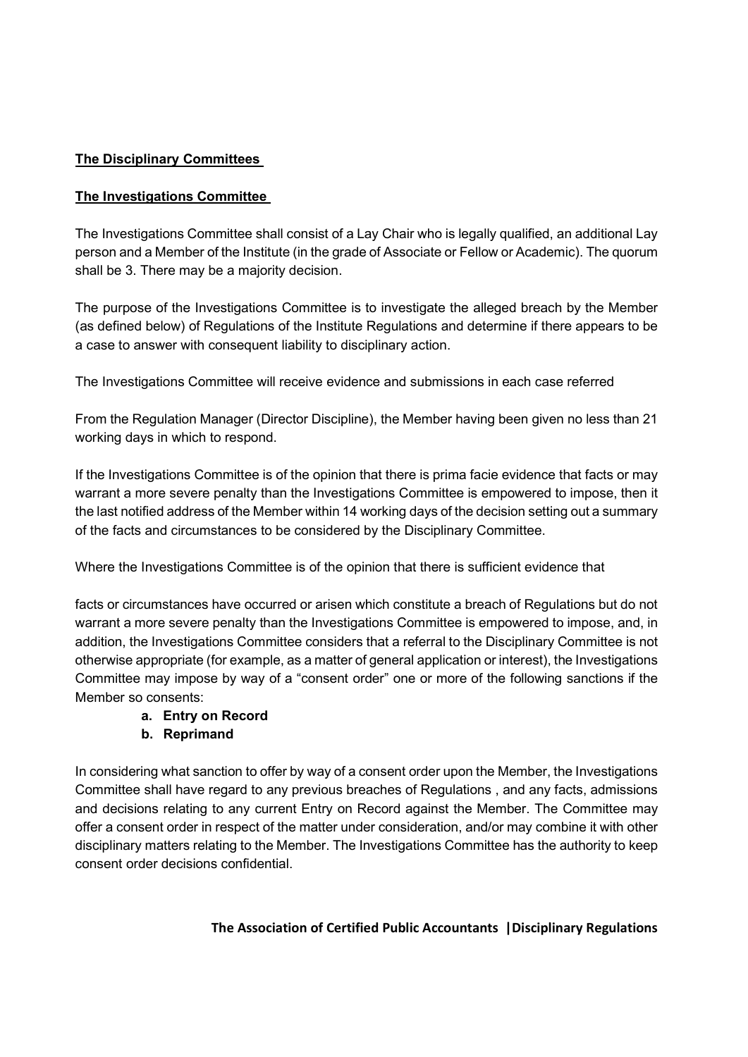**The Disciplinary Committees**

**The Investigations Committee**

The Investigations Committee shall consist of a Lay Chair who is legally qualified, an additional Lay person and a Member of the Institute (in the grade of Associate or Fellow or Academic). The quorum shall be 3. There may be a majority decision.

The purpose of the Investigations Committee is to investigate the alleged breach by the Member (as defined below) of Regulations of the Institute Regulations and determine if there appears to be a case to answer with consequent liability to disciplinary action.

The Investigations Committee will receive evidence and submissions in each case referred

From the Regulation Manager (Director Discipline), the Member having been given no less than 21 working days in which to respond.

If the Investigations Committee is of the opinion that there is prima facie evidence that facts or may warrant a more severe penalty than the Investigations Committee is empowered to impose, then it the last notified address of the Member within 14 working days of the decision setting out a summary of the facts and circumstances to be considered by the Disciplinary Committee.

Where the Investigations Committee is of the opinion that there is sufficient evidence that

facts or circumstances have occurred or arisen which constitute a breach of Regulations but do not warrant a more severe penalty than the Investigations Committee is empowered to impose, and, in addition, the Investigations Committee considers that a referral to the Disciplinary Committee is not otherwise appropriate (for example, as a matter of general application or interest), the Investigations Committee may impose by way of a "consent order" one or more of the following sanctions if the Member so consents:

a. **Entry on Record**
b. **Reprimand**

In considering what sanction to offer by way of a consent order upon the Member, the Investigations Committee shall have regard to any previous breaches of Regulations , and any facts, admissions and decisions relating to any current Entry on Record against the Member. The Committee may offer a consent order in respect of the matter under consideration, and/or may combine it with other disciplinary matters relating to the Member. The Investigations Committee has the authority to keep consent order decisions confidential.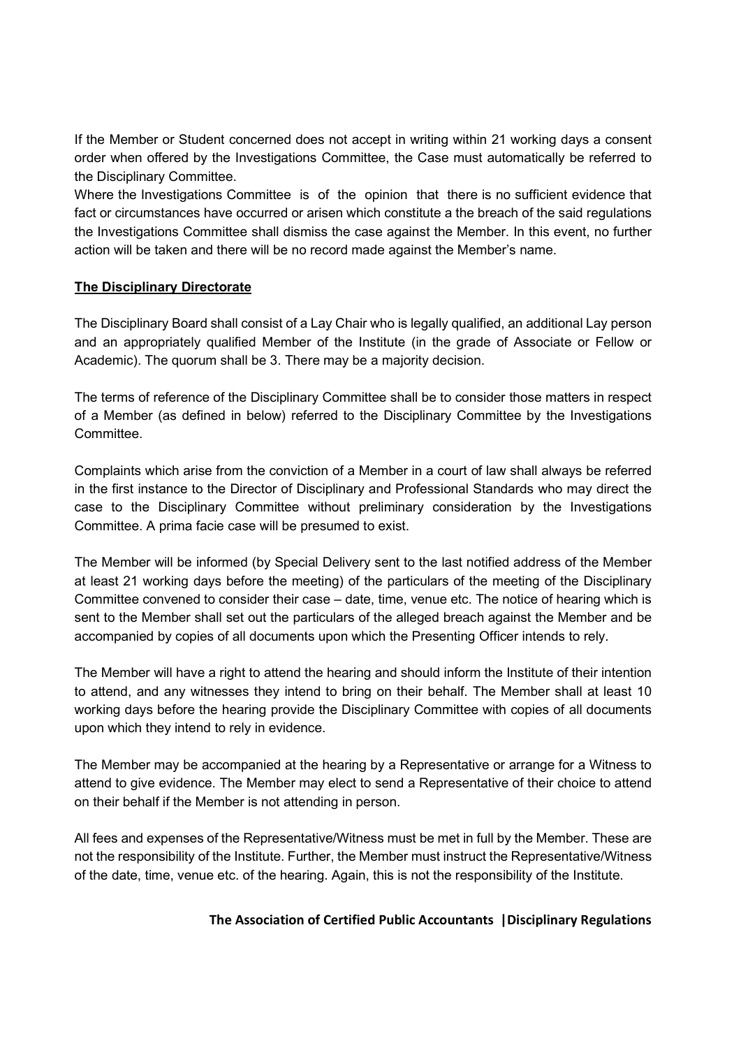If the Member or Student concerned does not accept in writing within 21 working days a consent order when offered by the Investigations Committee, the Case must automatically be referred to the Disciplinary Committee.
Where the Investigations Committee is of the opinion that there is no sufficient evidence that fact or circumstances have occurred or arisen which constitute a the breach of the said regulations the Investigations Committee shall dismiss the case against the Member. In this event, no further action will be taken and there will be no record made against the Member's name.

**The Disciplinary Directorate**

The Disciplinary Board shall consist of a Lay Chair who is legally qualified, an additional Lay person and an appropriately qualified Member of the Institute (in the grade of Associate or Fellow or Academic). The quorum shall be 3. There may be a majority decision.

The terms of reference of the Disciplinary Committee shall be to consider those matters in respect of a Member (as defined in below) referred to the Disciplinary Committee by the Investigations Committee.

Complaints which arise from the conviction of a Member in a court of law shall always be referred in the first instance to the Director of Disciplinary and Professional Standards who may direct the case to the Disciplinary Committee without preliminary consideration by the Investigations Committee. A prima facie case will be presumed to exist.

The Member will be informed (by Special Delivery sent to the last notified address of the Member at least 21 working days before the meeting) of the particulars of the meeting of the Disciplinary Committee convened to consider their case – date, time, venue etc. The notice of hearing which is sent to the Member shall set out the particulars of the alleged breach against the Member and be accompanied by copies of all documents upon which the Presenting Officer intends to rely.

The Member will have a right to attend the hearing and should inform the Institute of their intention to attend, and any witnesses they intend to bring on their behalf. The Member shall at least 10 working days before the hearing provide the Disciplinary Committee with copies of all documents upon which they intend to rely in evidence.

The Member may be accompanied at the hearing by a Representative or arrange for a Witness to attend to give evidence. The Member may elect to send a Representative of their choice to attend on their behalf if the Member is not attending in person.

All fees and expenses of the Representative/Witness must be met in full by the Member. These are not the responsibility of the Institute. Further, the Member must instruct the Representative/Witness of the date, time, venue etc. of the hearing. Again, this is not the responsibility of the Institute.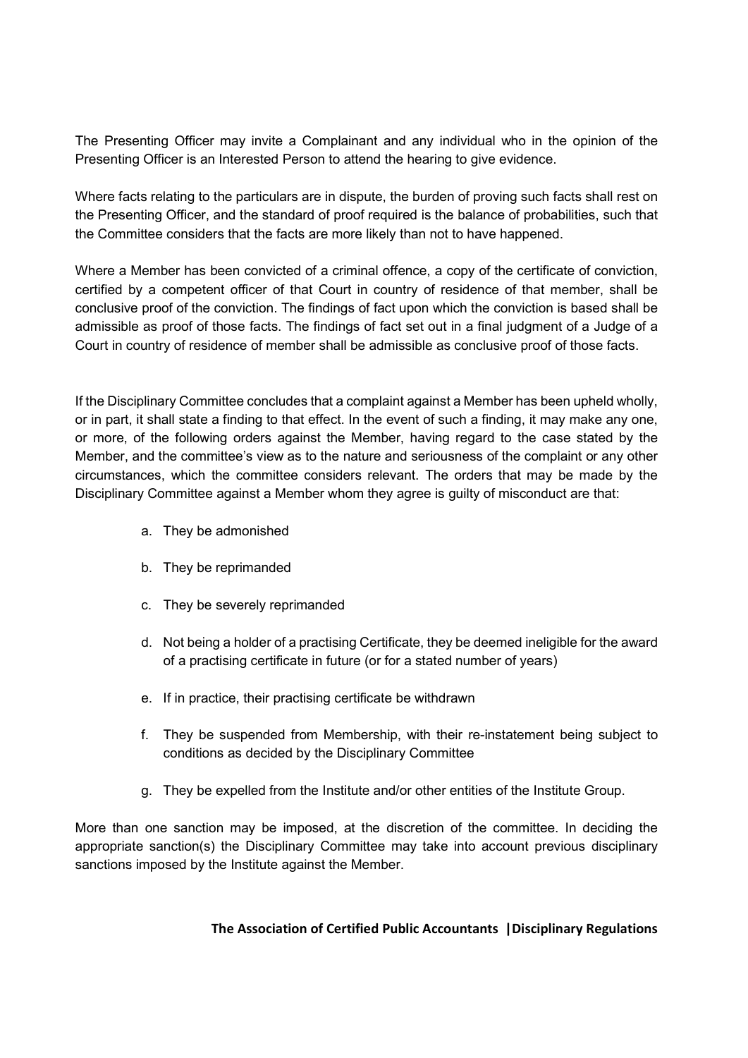The Presenting Officer may invite a Complainant and any individual who in the opinion of the Presenting Officer is an Interested Person to attend the hearing to give evidence.

Where facts relating to the particulars are in dispute, the burden of proving such facts shall rest on the Presenting Officer, and the standard of proof required is the balance of probabilities, such that the Committee considers that the facts are more likely than not to have happened.

Where a Member has been convicted of a criminal offence, a copy of the certificate of conviction, certified by a competent officer of that Court in country of residence of that member, shall be conclusive proof of the conviction. The findings of fact upon which the conviction is based shall be admissible as proof of those facts. The findings of fact set out in a final judgment of a Judge of a Court in country of residence of member shall be admissible as conclusive proof of those facts.

If the Disciplinary Committee concludes that a complaint against a Member has been upheld wholly, or in part, it shall state a finding to that effect. In the event of such a finding, it may make any one, or more, of the following orders against the Member, having regard to the case stated by the Member, and the committee's view as to the nature and seriousness of the complaint or any other circumstances, which the committee considers relevant. The orders that may be made by the Disciplinary Committee against a Member whom they agree is guilty of misconduct are that:

a. They be admonished

b. They be reprimanded

c. They be severely reprimanded

d. Not being a holder of a practising Certificate, they be deemed ineligible for the award of a practising certificate in future (or for a stated number of years)

e. If in practice, their practising certificate be withdrawn

f. They be suspended from Membership, with their re-instatement being subject to conditions as decided by the Disciplinary Committee

g. They be expelled from the Institute and/or other entities of the Institute Group.

More than one sanction may be imposed, at the discretion of the committee. In deciding the appropriate sanction(s) the Disciplinary Committee may take into account previous disciplinary sanctions imposed by the Institute against the Member.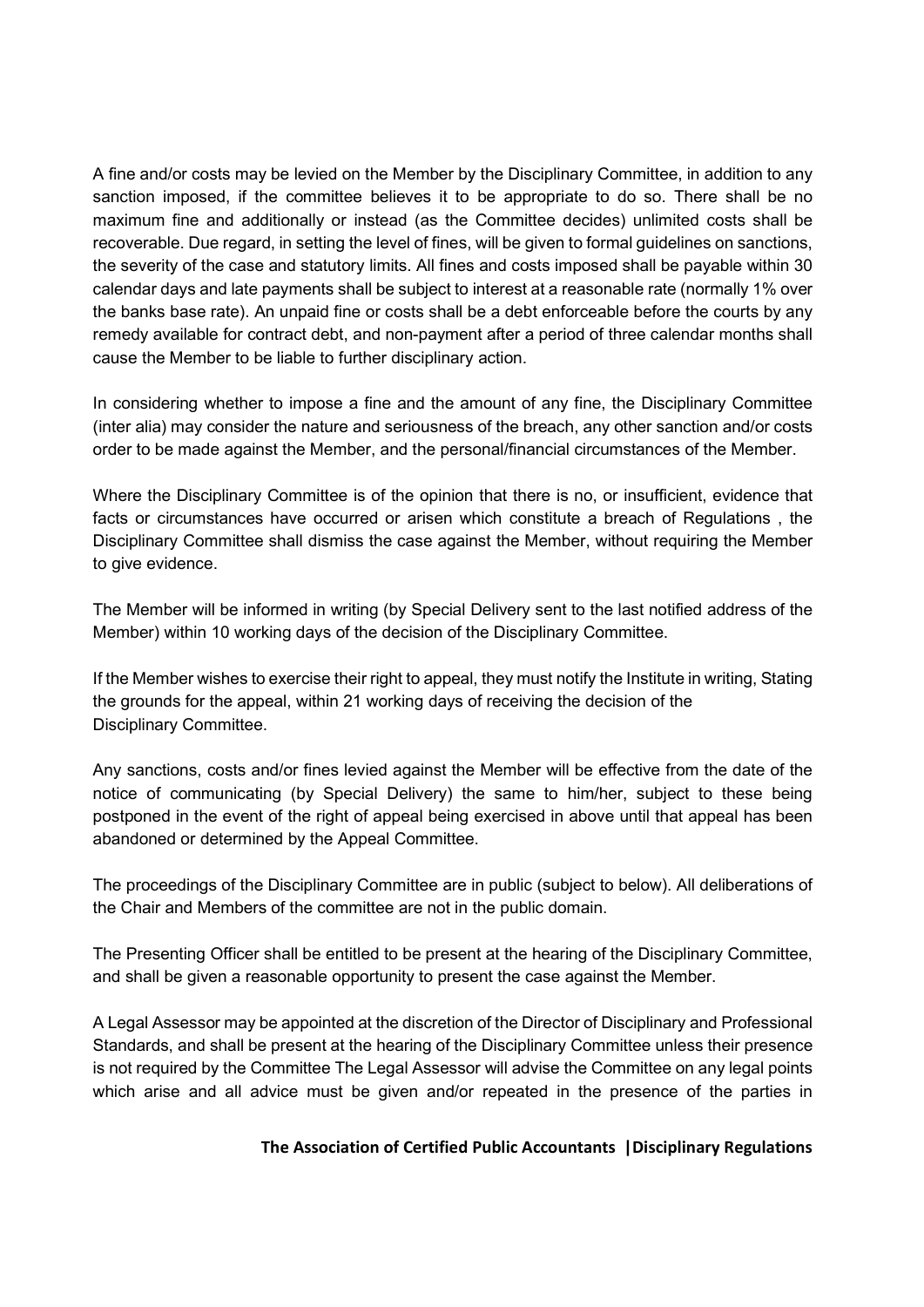A fine and/or costs may be levied on the Member by the Disciplinary Committee, in addition to any sanction imposed, if the committee believes it to be appropriate to do so. There shall be no maximum fine and additionally or instead (as the Committee decides) unlimited costs shall be recoverable. Due regard, in setting the level of fines, will be given to formal guidelines on sanctions, the severity of the case and statutory limits. All fines and costs imposed shall be payable within 30 calendar days and late payments shall be subject to interest at a reasonable rate (normally 1% over the banks base rate). An unpaid fine or costs shall be a debt enforceable before the courts by any remedy available for contract debt, and non-payment after a period of three calendar months shall cause the Member to be liable to further disciplinary action.

In considering whether to impose a fine and the amount of any fine, the Disciplinary Committee (inter alia) may consider the nature and seriousness of the breach, any other sanction and/or costs order to be made against the Member, and the personal/financial circumstances of the Member.

Where the Disciplinary Committee is of the opinion that there is no, or insufficient, evidence that facts or circumstances have occurred or arisen which constitute a breach of Regulations , the Disciplinary Committee shall dismiss the case against the Member, without requiring the Member to give evidence.

The Member will be informed in writing (by Special Delivery sent to the last notified address of the Member) within 10 working days of the decision of the Disciplinary Committee.

If the Member wishes to exercise their right to appeal, they must notify the Institute in writing, Stating the grounds for the appeal, within 21 working days of receiving the decision of the Disciplinary Committee.

Any sanctions, costs and/or fines levied against the Member will be effective from the date of the notice of communicating (by Special Delivery) the same to him/her, subject to these being postponed in the event of the right of appeal being exercised in above until that appeal has been abandoned or determined by the Appeal Committee.

The proceedings of the Disciplinary Committee are in public (subject to below). All deliberations of the Chair and Members of the committee are not in the public domain.

The Presenting Officer shall be entitled to be present at the hearing of the Disciplinary Committee, and shall be given a reasonable opportunity to present the case against the Member.

A Legal Assessor may be appointed at the discretion of the Director of Disciplinary and Professional Standards, and shall be present at the hearing of the Disciplinary Committee unless their presence is not required by the Committee The Legal Assessor will advise the Committee on any legal points which arise and all advice must be given and/or repeated in the presence of the parties in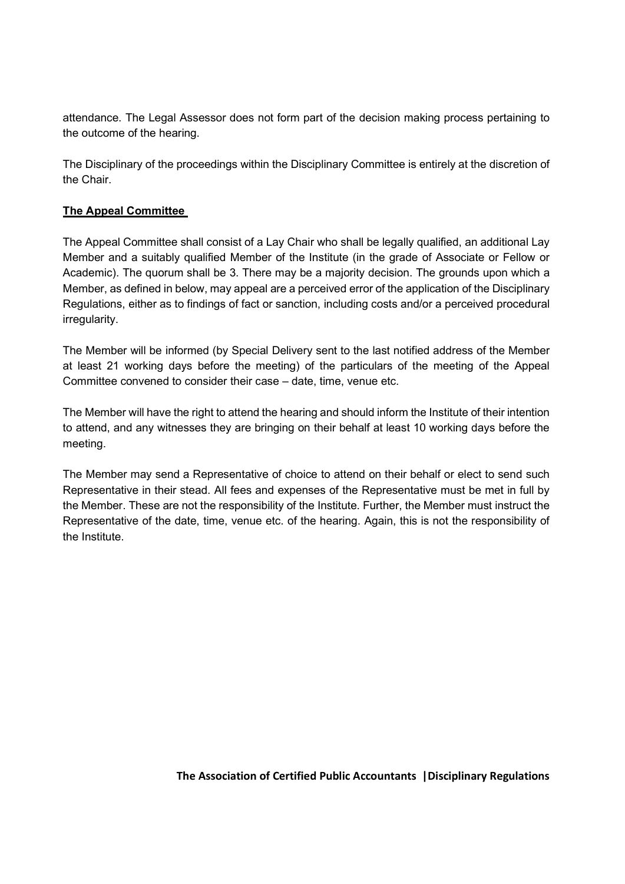attendance. The Legal Assessor does not form part of the decision making process pertaining to the outcome of the hearing.

The Disciplinary of the proceedings within the Disciplinary Committee is entirely at the discretion of the Chair.

**The Appeal Committee**

The Appeal Committee shall consist of a Lay Chair who shall be legally qualified, an additional Lay Member and a suitably qualified Member of the Institute (in the grade of Associate or Fellow or Academic). The quorum shall be 3. There may be a majority decision. The grounds upon which a Member, as defined in below, may appeal are a perceived error of the application of the Disciplinary Regulations, either as to findings of fact or sanction, including costs and/or a perceived procedural irregularity.

The Member will be informed (by Special Delivery sent to the last notified address of the Member at least 21 working days before the meeting) of the particulars of the meeting of the Appeal Committee convened to consider their case – date, time, venue etc.

The Member will have the right to attend the hearing and should inform the Institute of their intention to attend, and any witnesses they are bringing on their behalf at least 10 working days before the meeting.

The Member may send a Representative of choice to attend on their behalf or elect to send such Representative in their stead. All fees and expenses of the Representative must be met in full by the Member. These are not the responsibility of the Institute. Further, the Member must instruct the Representative of the date, time, venue etc. of the hearing. Again, this is not the responsibility of the Institute.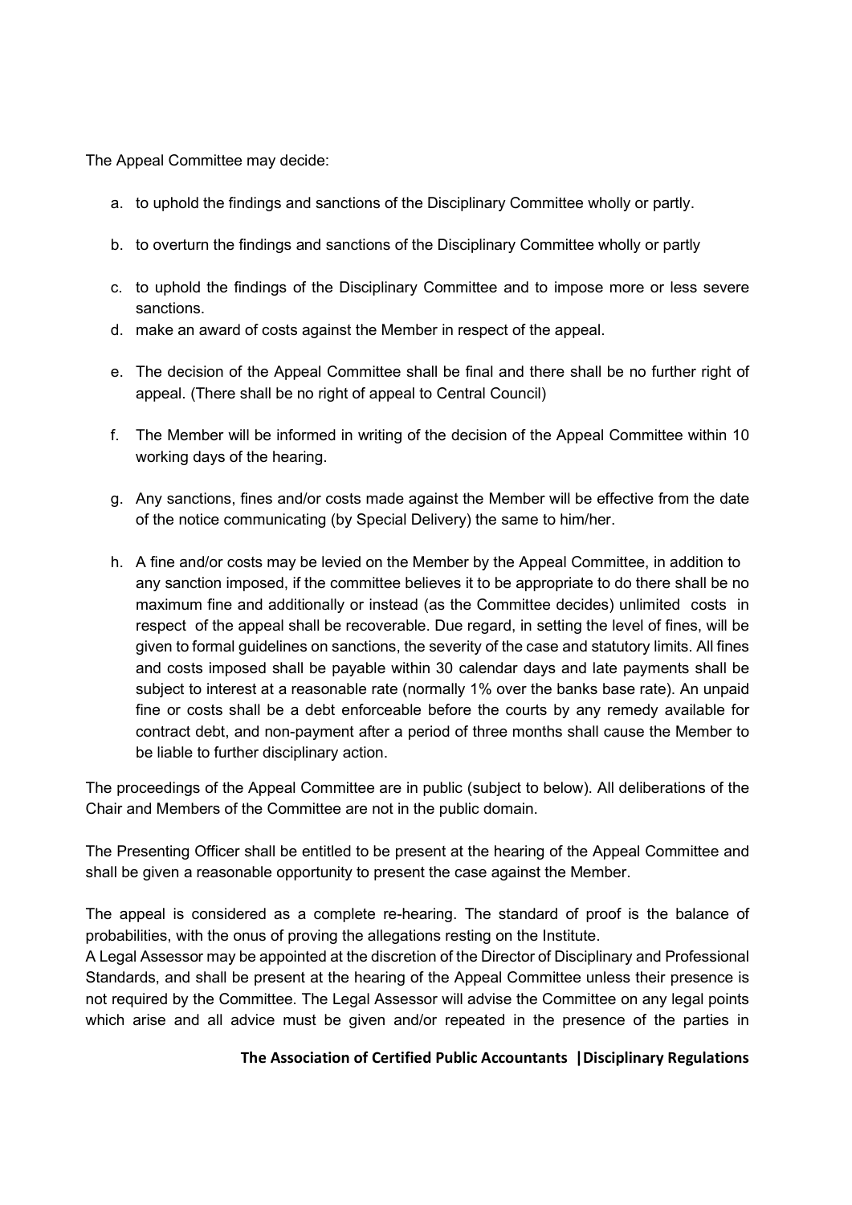The Appeal Committee may decide:

a. to uphold the findings and sanctions of the Disciplinary Committee wholly or partly.

b. to overturn the findings and sanctions of the Disciplinary Committee wholly or partly

c. to uphold the findings of the Disciplinary Committee and to impose more or less severe sanctions.

d. make an award of costs against the Member in respect of the appeal.

e. The decision of the Appeal Committee shall be final and there shall be no further right of appeal. (There shall be no right of appeal to Central Council)

f. The Member will be informed in writing of the decision of the Appeal Committee within 10 working days of the hearing.

g. Any sanctions, fines and/or costs made against the Member will be effective from the date of the notice communicating (by Special Delivery) the same to him/her.

h. A fine and/or costs may be levied on the Member by the Appeal Committee, in addition to any sanction imposed, if the committee believes it to be appropriate to do there shall be no maximum fine and additionally or instead (as the Committee decides) unlimited costs in respect of the appeal shall be recoverable. Due regard, in setting the level of fines, will be given to formal guidelines on sanctions, the severity of the case and statutory limits. All fines and costs imposed shall be payable within 30 calendar days and late payments shall be subject to interest at a reasonable rate (normally 1% over the banks base rate). An unpaid fine or costs shall be a debt enforceable before the courts by any remedy available for contract debt, and non-payment after a period of three months shall cause the Member to be liable to further disciplinary action.

The proceedings of the Appeal Committee are in public (subject to below). All deliberations of the Chair and Members of the Committee are not in the public domain.

The Presenting Officer shall be entitled to be present at the hearing of the Appeal Committee and shall be given a reasonable opportunity to present the case against the Member.

The appeal is considered as a complete re-hearing. The standard of proof is the balance of probabilities, with the onus of proving the allegations resting on the Institute.

A Legal Assessor may be appointed at the discretion of the Director of Disciplinary and Professional Standards, and shall be present at the hearing of the Appeal Committee unless their presence is not required by the Committee. The Legal Assessor will advise the Committee on any legal points which arise and all advice must be given and/or repeated in the presence of the parties in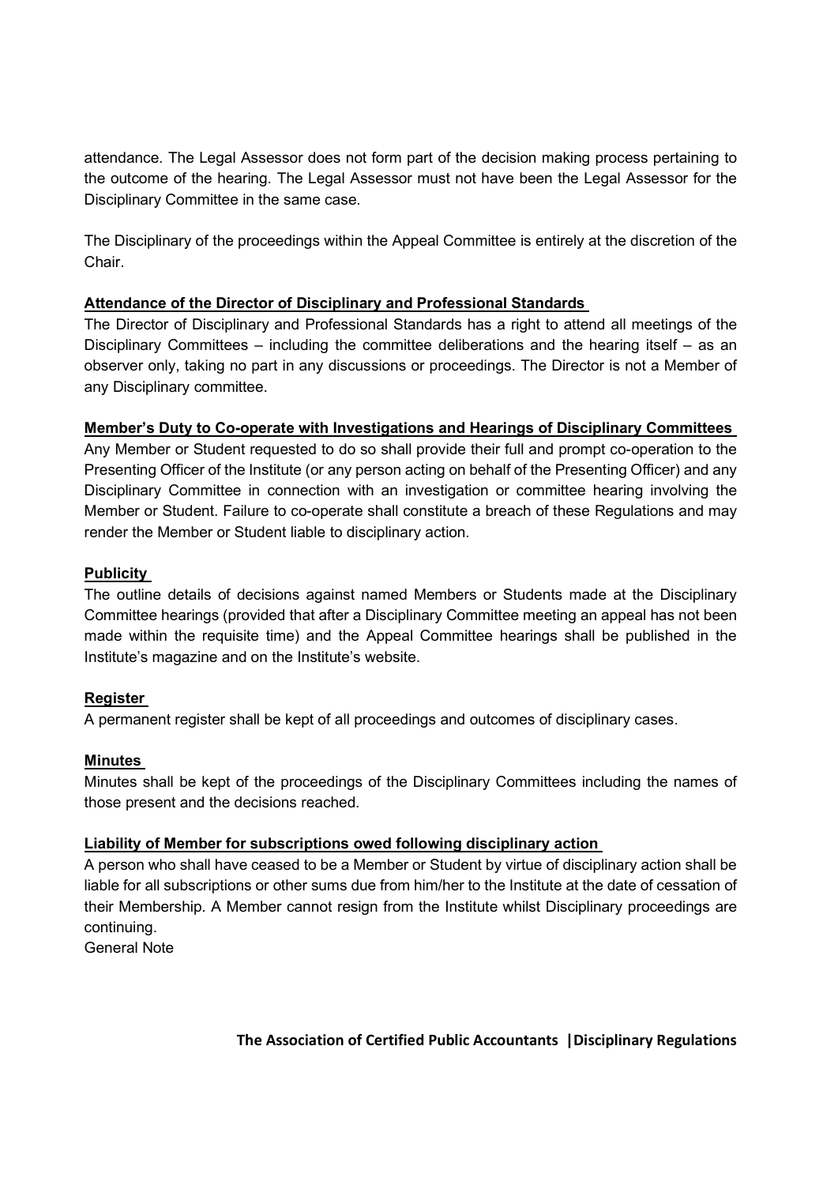attendance. The Legal Assessor does not form part of the decision making process pertaining to the outcome of the hearing. The Legal Assessor must not have been the Legal Assessor for the Disciplinary Committee in the same case.

The Disciplinary of the proceedings within the Appeal Committee is entirely at the discretion of the Chair.

**Attendance of the Director of Disciplinary and Professional Standards**

The Director of Disciplinary and Professional Standards has a right to attend all meetings of the Disciplinary Committees – including the committee deliberations and the hearing itself – as an observer only, taking no part in any discussions or proceedings. The Director is not a Member of any Disciplinary committee.

**Member's Duty to Co-operate with Investigations and Hearings of Disciplinary Committees**

Any Member or Student requested to do so shall provide their full and prompt co-operation to the Presenting Officer of the Institute (or any person acting on behalf of the Presenting Officer) and any Disciplinary Committee in connection with an investigation or committee hearing involving the Member or Student. Failure to co-operate shall constitute a breach of these Regulations and may render the Member or Student liable to disciplinary action.

**Publicity**

The outline details of decisions against named Members or Students made at the Disciplinary Committee hearings (provided that after a Disciplinary Committee meeting an appeal has not been made within the requisite time) and the Appeal Committee hearings shall be published in the Institute's magazine and on the Institute's website.

**Register**

A permanent register shall be kept of all proceedings and outcomes of disciplinary cases.

**Minutes**

Minutes shall be kept of the proceedings of the Disciplinary Committees including the names of those present and the decisions reached.

**Liability of Member for subscriptions owed following disciplinary action**

A person who shall have ceased to be a Member or Student by virtue of disciplinary action shall be liable for all subscriptions or other sums due from him/her to the Institute at the date of cessation of their Membership. A Member cannot resign from the Institute whilst Disciplinary proceedings are continuing.

General Note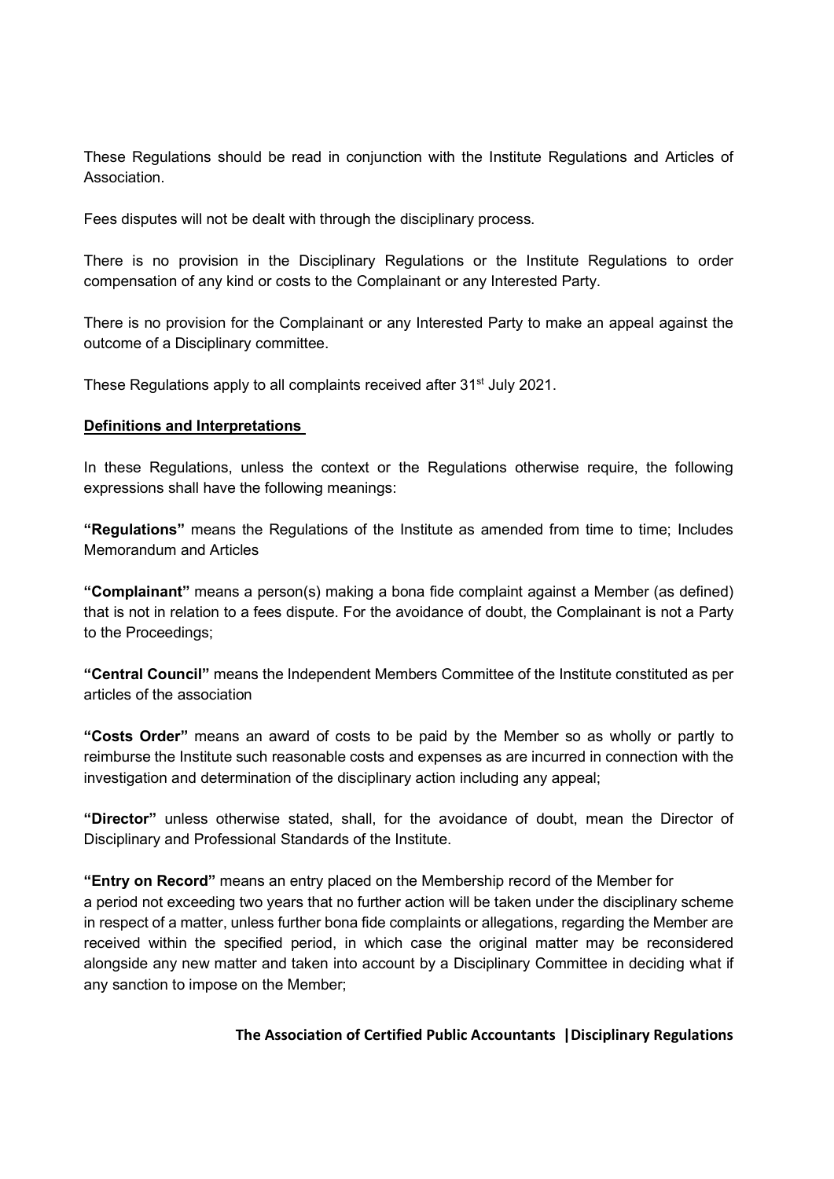These Regulations should be read in conjunction with the Institute Regulations and Articles of Association.

Fees disputes will not be dealt with through the disciplinary process.

There is no provision in the Disciplinary Regulations or the Institute Regulations to order compensation of any kind or costs to the Complainant or any Interested Party.

There is no provision for the Complainant or any Interested Party to make an appeal against the outcome of a Disciplinary committee.

These Regulations apply to all complaints received after 31st July 2021.

## Definitions and Interpretations

In these Regulations, unless the context or the Regulations otherwise require, the following expressions shall have the following meanings:

**"Regulations"** means the Regulations of the Institute as amended from time to time; Includes Memorandum and Articles

**"Complainant"** means a person(s) making a bona fide complaint against a Member (as defined) that is not in relation to a fees dispute. For the avoidance of doubt, the Complainant is not a Party to the Proceedings;

**"Central Council"** means the Independent Members Committee of the Institute constituted as per articles of the association

**"Costs Order"** means an award of costs to be paid by the Member so as wholly or partly to reimburse the Institute such reasonable costs and expenses as are incurred in connection with the investigation and determination of the disciplinary action including any appeal;

**"Director"** unless otherwise stated, shall, for the avoidance of doubt, mean the Director of Disciplinary and Professional Standards of the Institute.

**"Entry on Record"** means an entry placed on the Membership record of the Member for a period not exceeding two years that no further action will be taken under the disciplinary scheme in respect of a matter, unless further bona fide complaints or allegations, regarding the Member are received within the specified period, in which case the original matter may be reconsidered alongside any new matter and taken into account by a Disciplinary Committee in deciding what if any sanction to impose on the Member;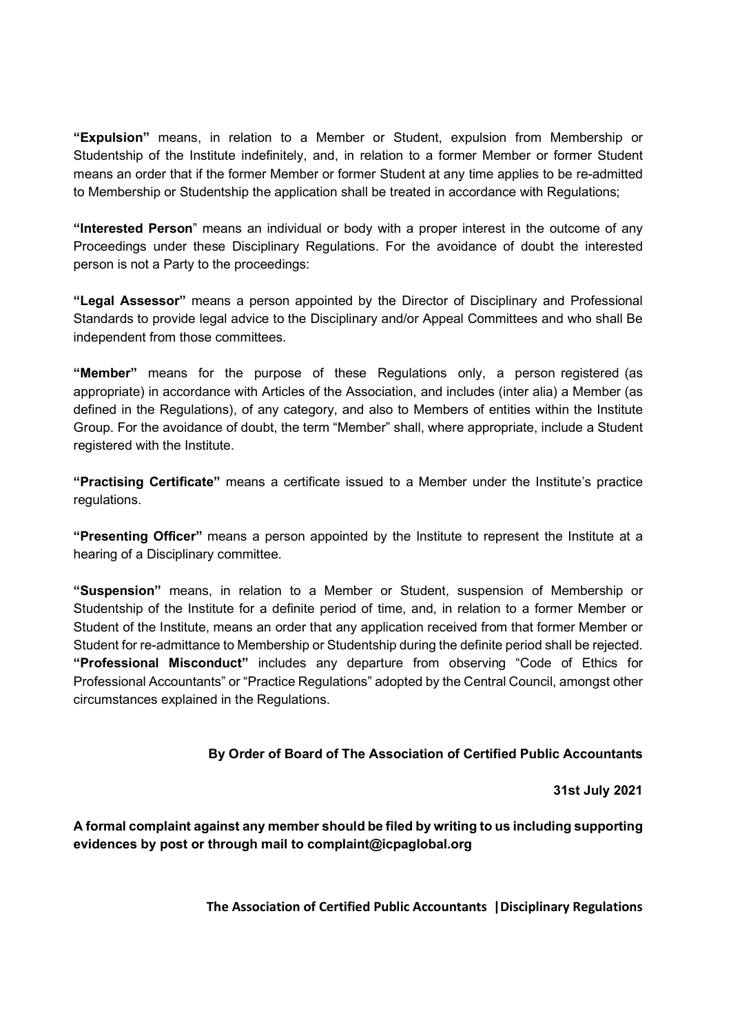**"Expulsion"** means, in relation to a Member or Student, expulsion from Membership or Studentship of the Institute indefinitely, and, in relation to a former Member or former Student means an order that if the former Member or former Student at any time applies to be re-admitted to Membership or Studentship the application shall be treated in accordance with Regulations;

**"Interested Person"** means an individual or body with a proper interest in the outcome of any Proceedings under these Disciplinary Regulations. For the avoidance of doubt the interested person is not a Party to the proceedings:

**"Legal Assessor"** means a person appointed by the Director of Disciplinary and Professional Standards to provide legal advice to the Disciplinary and/or Appeal Committees and who shall Be independent from those committees.

**"Member"** means for the purpose of these Regulations only, a person registered (as appropriate) in accordance with Articles of the Association, and includes (inter alia) a Member (as defined in the Regulations), of any category, and also to Members of entities within the Institute Group. For the avoidance of doubt, the term "Member" shall, where appropriate, include a Student registered with the Institute.

**"Practising Certificate"** means a certificate issued to a Member under the Institute's practice regulations.

**"Presenting Officer"** means a person appointed by the Institute to represent the Institute at a hearing of a Disciplinary committee.

**"Suspension"** means, in relation to a Member or Student, suspension of Membership or Studentship of the Institute for a definite period of time, and, in relation to a former Member or Student of the Institute, means an order that any application received from that former Member or Student for re-admittance to Membership or Studentship during the definite period shall be rejected.
**"Professional Misconduct"** includes any departure from observing "Code of Ethics for Professional Accountants" or "Practice Regulations" adopted by the Central Council, amongst other circumstances explained in the Regulations.

**By Order of Board of The Association of Certified Public Accountants**

**31st July 2021**

**A formal complaint against any member should be filed by writing to us including supporting evidences by post or through mail to complaint@icpaglobal.org**